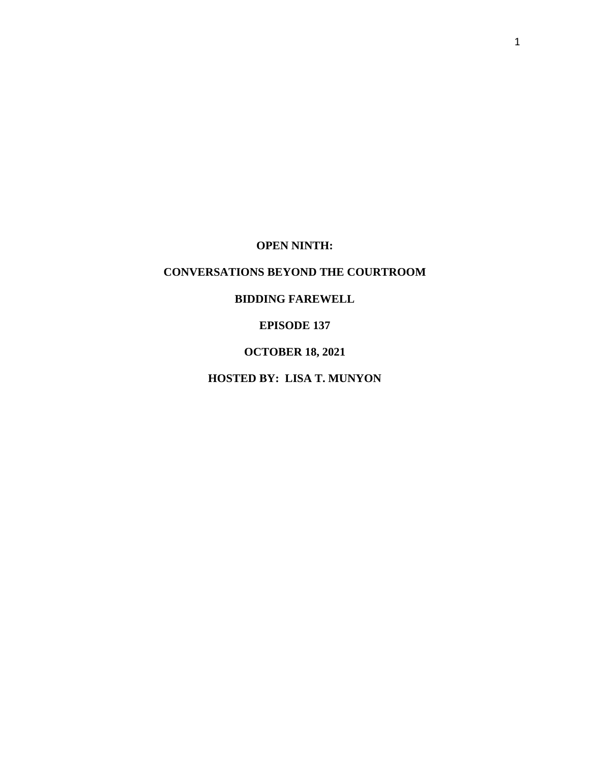**OPEN NINTH:**

**CONVERSATIONS BEYOND THE COURTROOM**

**BIDDING FAREWELL**

**EPISODE 137**

**OCTOBER 18, 2021**

**HOSTED BY: LISA T. MUNYON**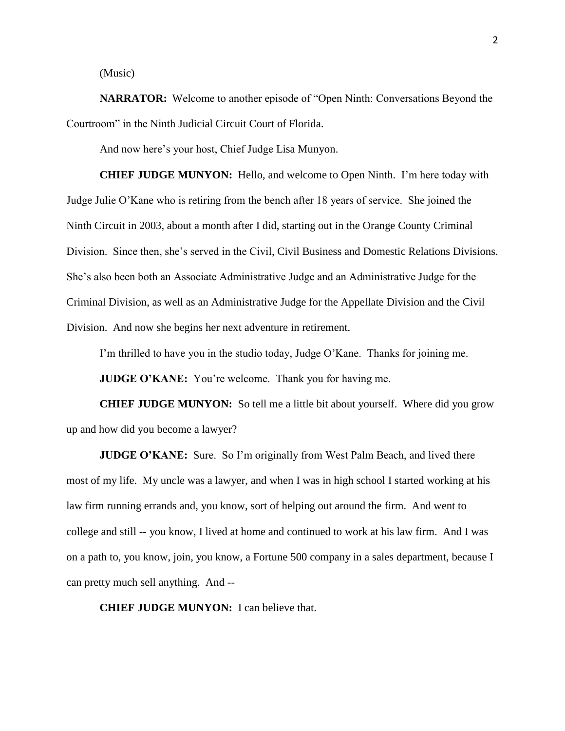(Music)

**NARRATOR:** Welcome to another episode of "Open Ninth: Conversations Beyond the Courtroom" in the Ninth Judicial Circuit Court of Florida.

And now here's your host, Chief Judge Lisa Munyon.

**CHIEF JUDGE MUNYON:** Hello, and welcome to Open Ninth. I'm here today with Judge Julie O'Kane who is retiring from the bench after 18 years of service. She joined the Ninth Circuit in 2003, about a month after I did, starting out in the Orange County Criminal Division. Since then, she's served in the Civil, Civil Business and Domestic Relations Divisions. She's also been both an Associate Administrative Judge and an Administrative Judge for the Criminal Division, as well as an Administrative Judge for the Appellate Division and the Civil Division. And now she begins her next adventure in retirement.

I'm thrilled to have you in the studio today, Judge O'Kane. Thanks for joining me.

**JUDGE O'KANE:** You're welcome. Thank you for having me.

**CHIEF JUDGE MUNYON:** So tell me a little bit about yourself. Where did you grow up and how did you become a lawyer?

**JUDGE O'KANE:** Sure. So I'm originally from West Palm Beach, and lived there most of my life. My uncle was a lawyer, and when I was in high school I started working at his law firm running errands and, you know, sort of helping out around the firm. And went to college and still -- you know, I lived at home and continued to work at his law firm. And I was on a path to, you know, join, you know, a Fortune 500 company in a sales department, because I can pretty much sell anything. And --

**CHIEF JUDGE MUNYON:** I can believe that.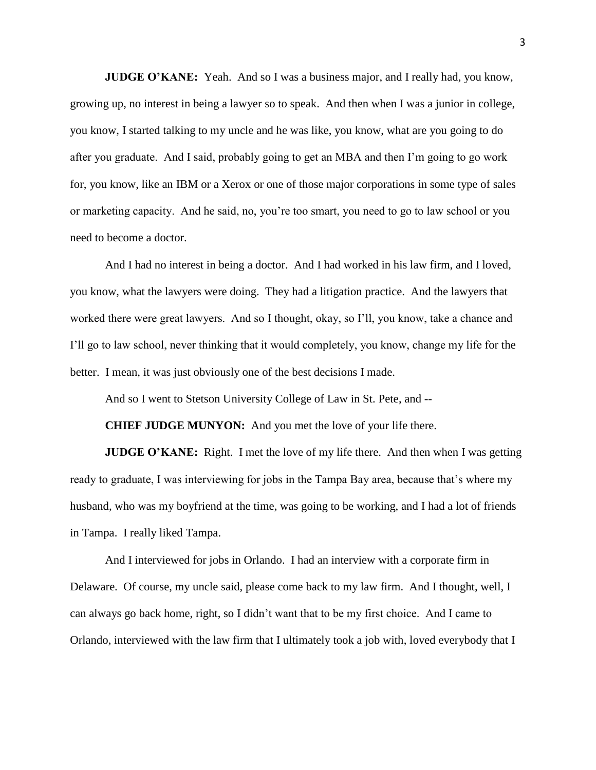**JUDGE O'KANE:** Yeah. And so I was a business major, and I really had, you know, growing up, no interest in being a lawyer so to speak. And then when I was a junior in college, you know, I started talking to my uncle and he was like, you know, what are you going to do after you graduate. And I said, probably going to get an MBA and then I'm going to go work for, you know, like an IBM or a Xerox or one of those major corporations in some type of sales or marketing capacity. And he said, no, you're too smart, you need to go to law school or you need to become a doctor.

And I had no interest in being a doctor. And I had worked in his law firm, and I loved, you know, what the lawyers were doing. They had a litigation practice. And the lawyers that worked there were great lawyers. And so I thought, okay, so I'll, you know, take a chance and I'll go to law school, never thinking that it would completely, you know, change my life for the better. I mean, it was just obviously one of the best decisions I made.

And so I went to Stetson University College of Law in St. Pete, and --

**CHIEF JUDGE MUNYON:** And you met the love of your life there.

**JUDGE O'KANE:** Right. I met the love of my life there. And then when I was getting ready to graduate, I was interviewing for jobs in the Tampa Bay area, because that's where my husband, who was my boyfriend at the time, was going to be working, and I had a lot of friends in Tampa. I really liked Tampa.

And I interviewed for jobs in Orlando. I had an interview with a corporate firm in Delaware. Of course, my uncle said, please come back to my law firm. And I thought, well, I can always go back home, right, so I didn't want that to be my first choice. And I came to Orlando, interviewed with the law firm that I ultimately took a job with, loved everybody that I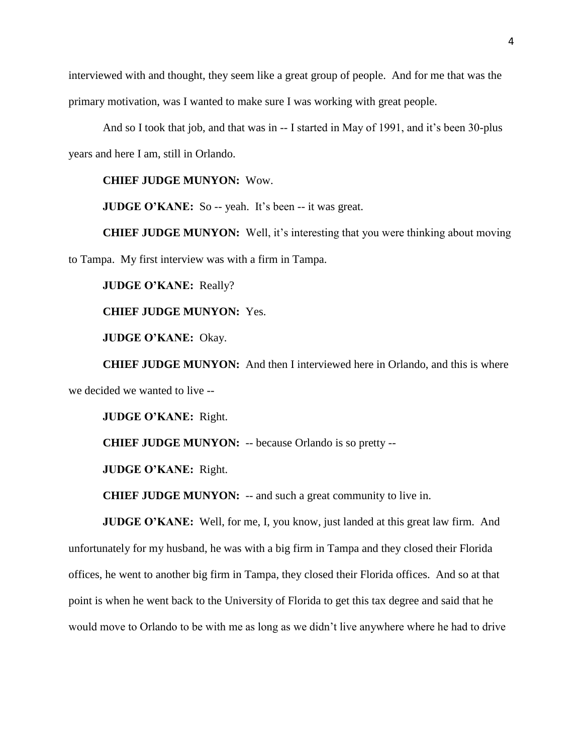interviewed with and thought, they seem like a great group of people. And for me that was the primary motivation, was I wanted to make sure I was working with great people.

And so I took that job, and that was in -- I started in May of 1991, and it's been 30-plus years and here I am, still in Orlando.

**CHIEF JUDGE MUNYON:** Wow.

**JUDGE O'KANE:** So -- yeah. It's been -- it was great.

**CHIEF JUDGE MUNYON:** Well, it's interesting that you were thinking about moving to Tampa. My first interview was with a firm in Tampa.

**JUDGE O'KANE:** Really?

**CHIEF JUDGE MUNYON:** Yes.

**JUDGE O'KANE:** Okay.

**CHIEF JUDGE MUNYON:** And then I interviewed here in Orlando, and this is where we decided we wanted to live --

**JUDGE O'KANE:** Right.

**CHIEF JUDGE MUNYON:** -- because Orlando is so pretty --

**JUDGE O'KANE:** Right.

**CHIEF JUDGE MUNYON:** -- and such a great community to live in.

**JUDGE O'KANE:** Well, for me, I, you know, just landed at this great law firm. And unfortunately for my husband, he was with a big firm in Tampa and they closed their Florida offices, he went to another big firm in Tampa, they closed their Florida offices. And so at that point is when he went back to the University of Florida to get this tax degree and said that he would move to Orlando to be with me as long as we didn't live anywhere where he had to drive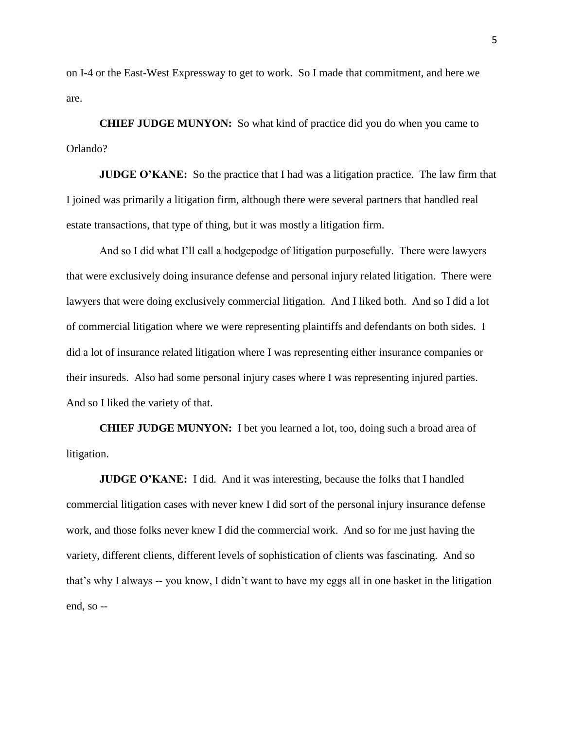on I-4 or the East-West Expressway to get to work. So I made that commitment, and here we are.

**CHIEF JUDGE MUNYON:** So what kind of practice did you do when you came to Orlando?

**JUDGE O'KANE:** So the practice that I had was a litigation practice. The law firm that I joined was primarily a litigation firm, although there were several partners that handled real estate transactions, that type of thing, but it was mostly a litigation firm.

And so I did what I'll call a hodgepodge of litigation purposefully. There were lawyers that were exclusively doing insurance defense and personal injury related litigation. There were lawyers that were doing exclusively commercial litigation. And I liked both. And so I did a lot of commercial litigation where we were representing plaintiffs and defendants on both sides. I did a lot of insurance related litigation where I was representing either insurance companies or their insureds. Also had some personal injury cases where I was representing injured parties. And so I liked the variety of that.

**CHIEF JUDGE MUNYON:** I bet you learned a lot, too, doing such a broad area of litigation.

**JUDGE O'KANE:** I did. And it was interesting, because the folks that I handled commercial litigation cases with never knew I did sort of the personal injury insurance defense work, and those folks never knew I did the commercial work. And so for me just having the variety, different clients, different levels of sophistication of clients was fascinating. And so that's why I always -- you know, I didn't want to have my eggs all in one basket in the litigation end, so --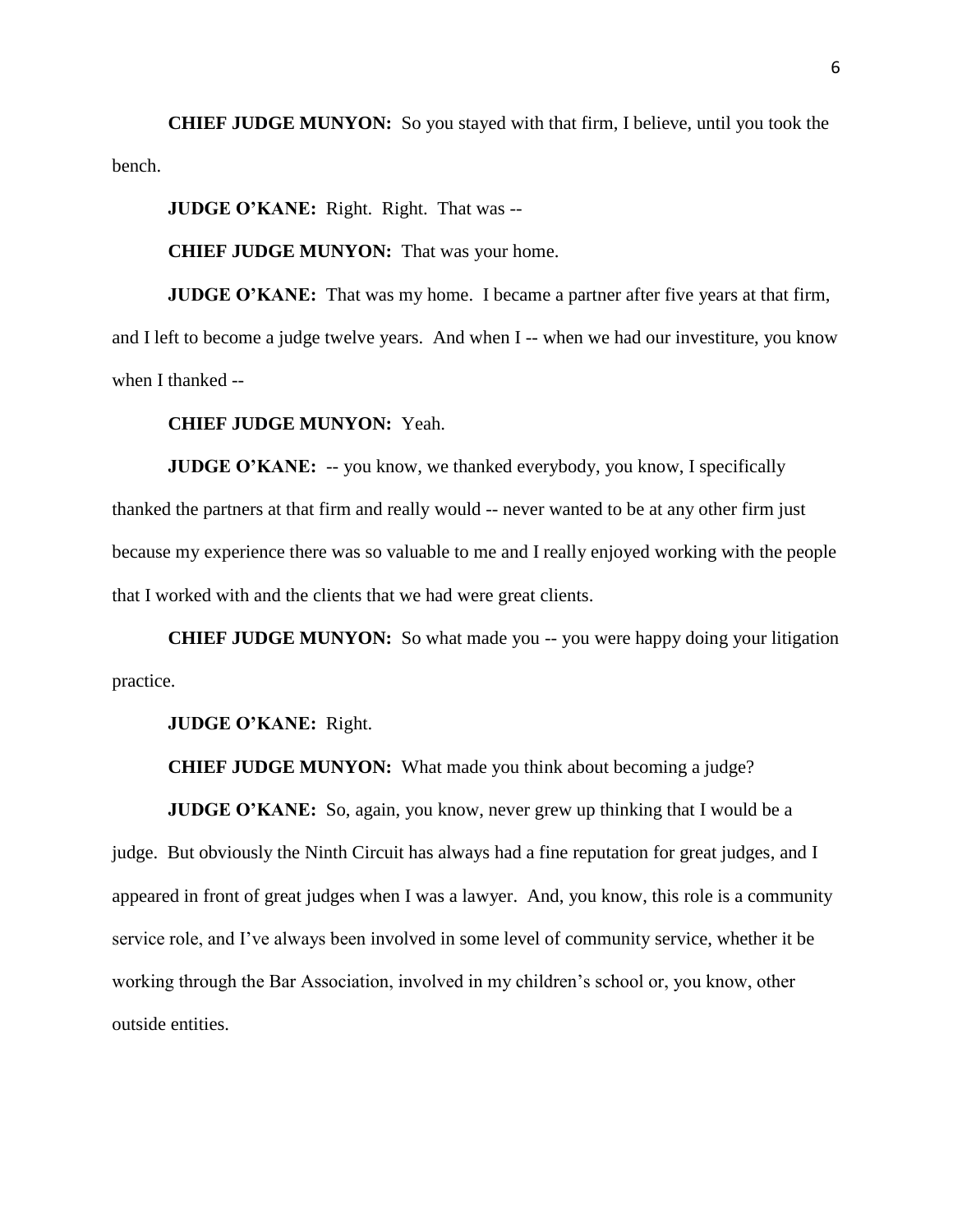**CHIEF JUDGE MUNYON:** So you stayed with that firm, I believe, until you took the bench.

**JUDGE O'KANE:** Right. Right. That was --

**CHIEF JUDGE MUNYON:** That was your home.

**JUDGE O'KANE:** That was my home. I became a partner after five years at that firm, and I left to become a judge twelve years. And when I -- when we had our investiture, you know when I thanked --

**CHIEF JUDGE MUNYON:** Yeah.

**JUDGE O'KANE:** -- you know, we thanked everybody, you know, I specifically thanked the partners at that firm and really would -- never wanted to be at any other firm just because my experience there was so valuable to me and I really enjoyed working with the people that I worked with and the clients that we had were great clients.

**CHIEF JUDGE MUNYON:** So what made you -- you were happy doing your litigation practice.

**JUDGE O'KANE:** Right.

**CHIEF JUDGE MUNYON:** What made you think about becoming a judge?

**JUDGE O'KANE:** So, again, you know, never grew up thinking that I would be a judge. But obviously the Ninth Circuit has always had a fine reputation for great judges, and I appeared in front of great judges when I was a lawyer. And, you know, this role is a community service role, and I've always been involved in some level of community service, whether it be working through the Bar Association, involved in my children's school or, you know, other outside entities.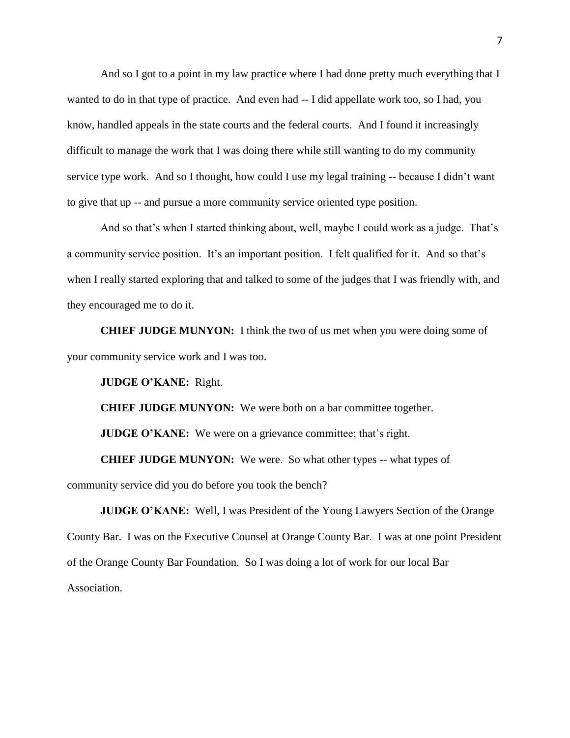And so I got to a point in my law practice where I had done pretty much everything that I wanted to do in that type of practice. And even had -- I did appellate work too, so I had, you know, handled appeals in the state courts and the federal courts. And I found it increasingly difficult to manage the work that I was doing there while still wanting to do my community service type work. And so I thought, how could I use my legal training -- because I didn't want to give that up -- and pursue a more community service oriented type position.

And so that's when I started thinking about, well, maybe I could work as a judge. That's a community service position. It's an important position. I felt qualified for it. And so that's when I really started exploring that and talked to some of the judges that I was friendly with, and they encouraged me to do it.

**CHIEF JUDGE MUNYON:** I think the two of us met when you were doing some of your community service work and I was too.

**JUDGE O'KANE:** Right.

**CHIEF JUDGE MUNYON:** We were both on a bar committee together.

**JUDGE O'KANE:** We were on a grievance committee; that's right.

**CHIEF JUDGE MUNYON:** We were. So what other types -- what types of community service did you do before you took the bench?

**JUDGE O'KANE:** Well, I was President of the Young Lawyers Section of the Orange County Bar. I was on the Executive Counsel at Orange County Bar. I was at one point President of the Orange County Bar Foundation. So I was doing a lot of work for our local Bar Association.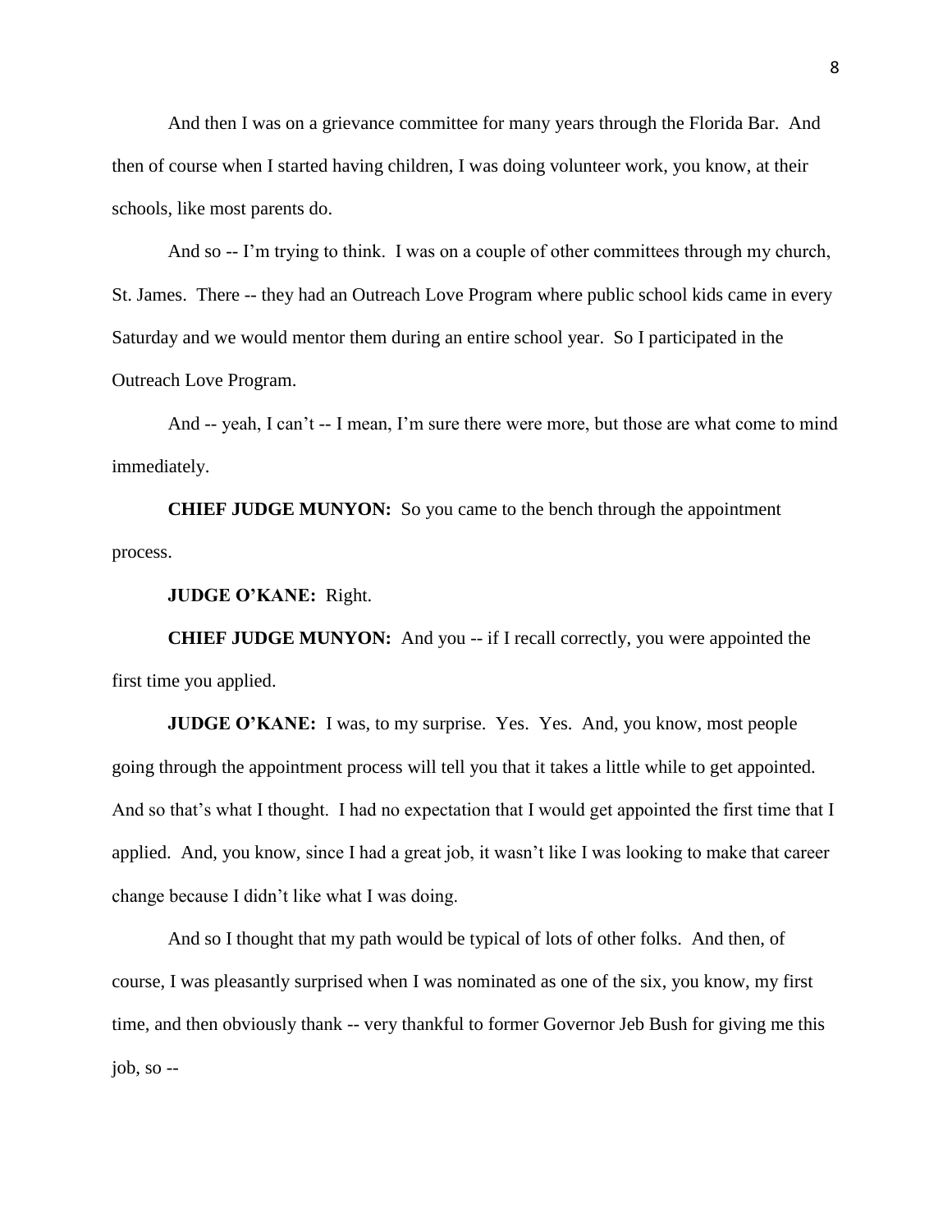And then I was on a grievance committee for many years through the Florida Bar. And then of course when I started having children, I was doing volunteer work, you know, at their schools, like most parents do.

And so -- I'm trying to think. I was on a couple of other committees through my church, St. James. There -- they had an Outreach Love Program where public school kids came in every Saturday and we would mentor them during an entire school year. So I participated in the Outreach Love Program.

And -- yeah, I can't -- I mean, I'm sure there were more, but those are what come to mind immediately.

**CHIEF JUDGE MUNYON:** So you came to the bench through the appointment process.

**JUDGE O'KANE:** Right.

**CHIEF JUDGE MUNYON:** And you -- if I recall correctly, you were appointed the first time you applied.

**JUDGE O'KANE:** I was, to my surprise. Yes. Yes. And, you know, most people going through the appointment process will tell you that it takes a little while to get appointed. And so that's what I thought. I had no expectation that I would get appointed the first time that I applied. And, you know, since I had a great job, it wasn't like I was looking to make that career change because I didn't like what I was doing.

And so I thought that my path would be typical of lots of other folks. And then, of course, I was pleasantly surprised when I was nominated as one of the six, you know, my first time, and then obviously thank -- very thankful to former Governor Jeb Bush for giving me this job, so --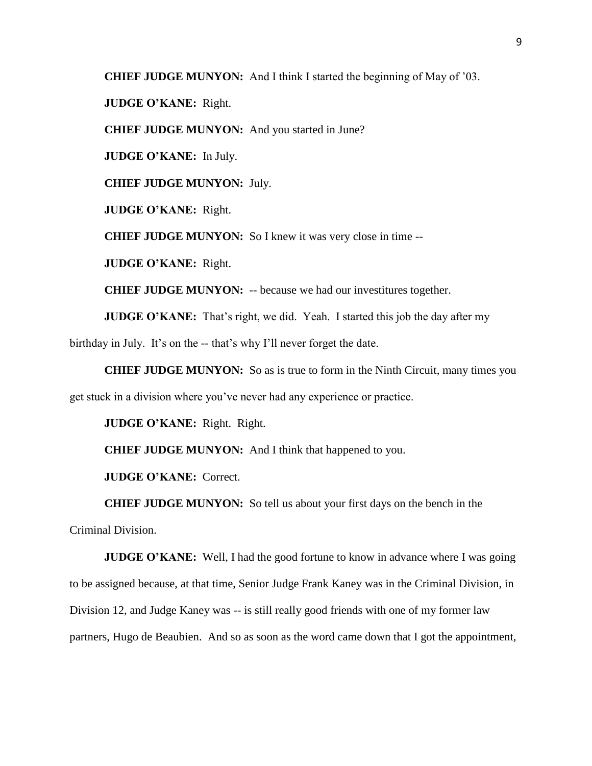**CHIEF JUDGE MUNYON:** And I think I started the beginning of May of '03.

**JUDGE O'KANE:** Right.

**CHIEF JUDGE MUNYON:** And you started in June?

**JUDGE O'KANE:** In July.

**CHIEF JUDGE MUNYON:** July.

**JUDGE O'KANE:** Right.

**CHIEF JUDGE MUNYON:** So I knew it was very close in time --

**JUDGE O'KANE:** Right.

**CHIEF JUDGE MUNYON:** -- because we had our investitures together.

**JUDGE O'KANE:** That's right, we did. Yeah. I started this job the day after my birthday in July. It's on the -- that's why I'll never forget the date.

**CHIEF JUDGE MUNYON:** So as is true to form in the Ninth Circuit, many times you get stuck in a division where you've never had any experience or practice.

**JUDGE O'KANE:** Right. Right.

**CHIEF JUDGE MUNYON:** And I think that happened to you.

**JUDGE O'KANE:** Correct.

**CHIEF JUDGE MUNYON:** So tell us about your first days on the bench in the Criminal Division.

**JUDGE O'KANE:** Well, I had the good fortune to know in advance where I was going to be assigned because, at that time, Senior Judge Frank Kaney was in the Criminal Division, in Division 12, and Judge Kaney was -- is still really good friends with one of my former law partners, Hugo de Beaubien. And so as soon as the word came down that I got the appointment,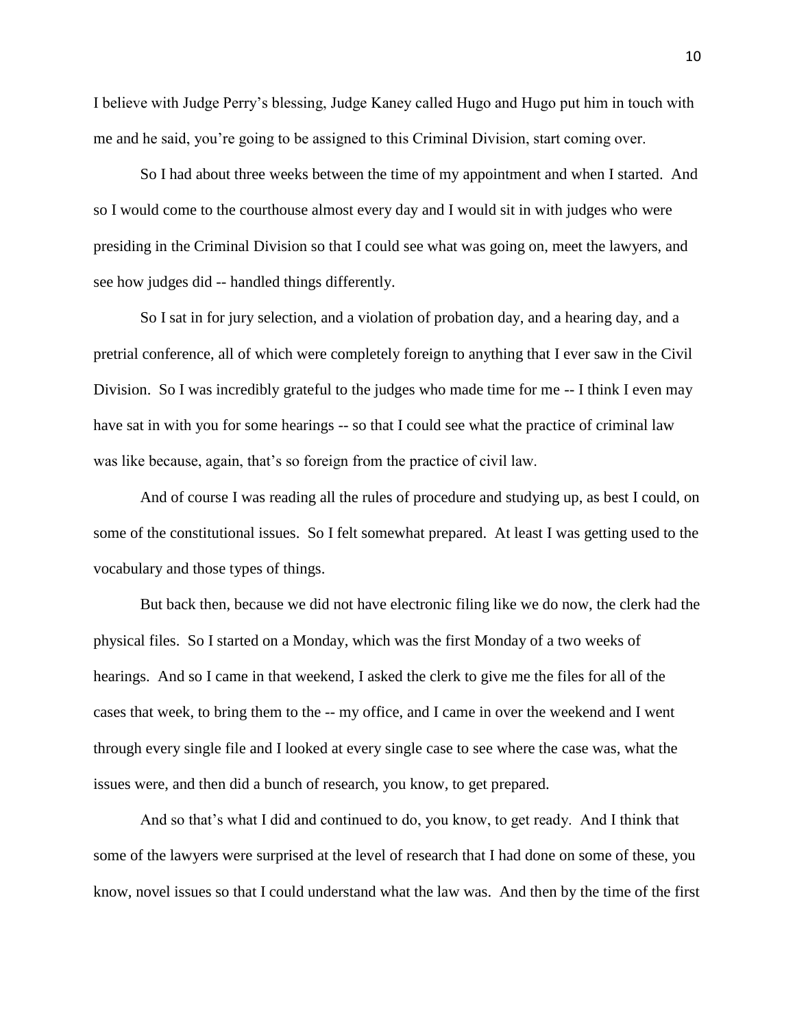I believe with Judge Perry's blessing, Judge Kaney called Hugo and Hugo put him in touch with me and he said, you're going to be assigned to this Criminal Division, start coming over.

So I had about three weeks between the time of my appointment and when I started. And so I would come to the courthouse almost every day and I would sit in with judges who were presiding in the Criminal Division so that I could see what was going on, meet the lawyers, and see how judges did -- handled things differently.

So I sat in for jury selection, and a violation of probation day, and a hearing day, and a pretrial conference, all of which were completely foreign to anything that I ever saw in the Civil Division. So I was incredibly grateful to the judges who made time for me -- I think I even may have sat in with you for some hearings -- so that I could see what the practice of criminal law was like because, again, that's so foreign from the practice of civil law.

And of course I was reading all the rules of procedure and studying up, as best I could, on some of the constitutional issues. So I felt somewhat prepared. At least I was getting used to the vocabulary and those types of things.

But back then, because we did not have electronic filing like we do now, the clerk had the physical files. So I started on a Monday, which was the first Monday of a two weeks of hearings. And so I came in that weekend, I asked the clerk to give me the files for all of the cases that week, to bring them to the -- my office, and I came in over the weekend and I went through every single file and I looked at every single case to see where the case was, what the issues were, and then did a bunch of research, you know, to get prepared.

And so that's what I did and continued to do, you know, to get ready. And I think that some of the lawyers were surprised at the level of research that I had done on some of these, you know, novel issues so that I could understand what the law was. And then by the time of the first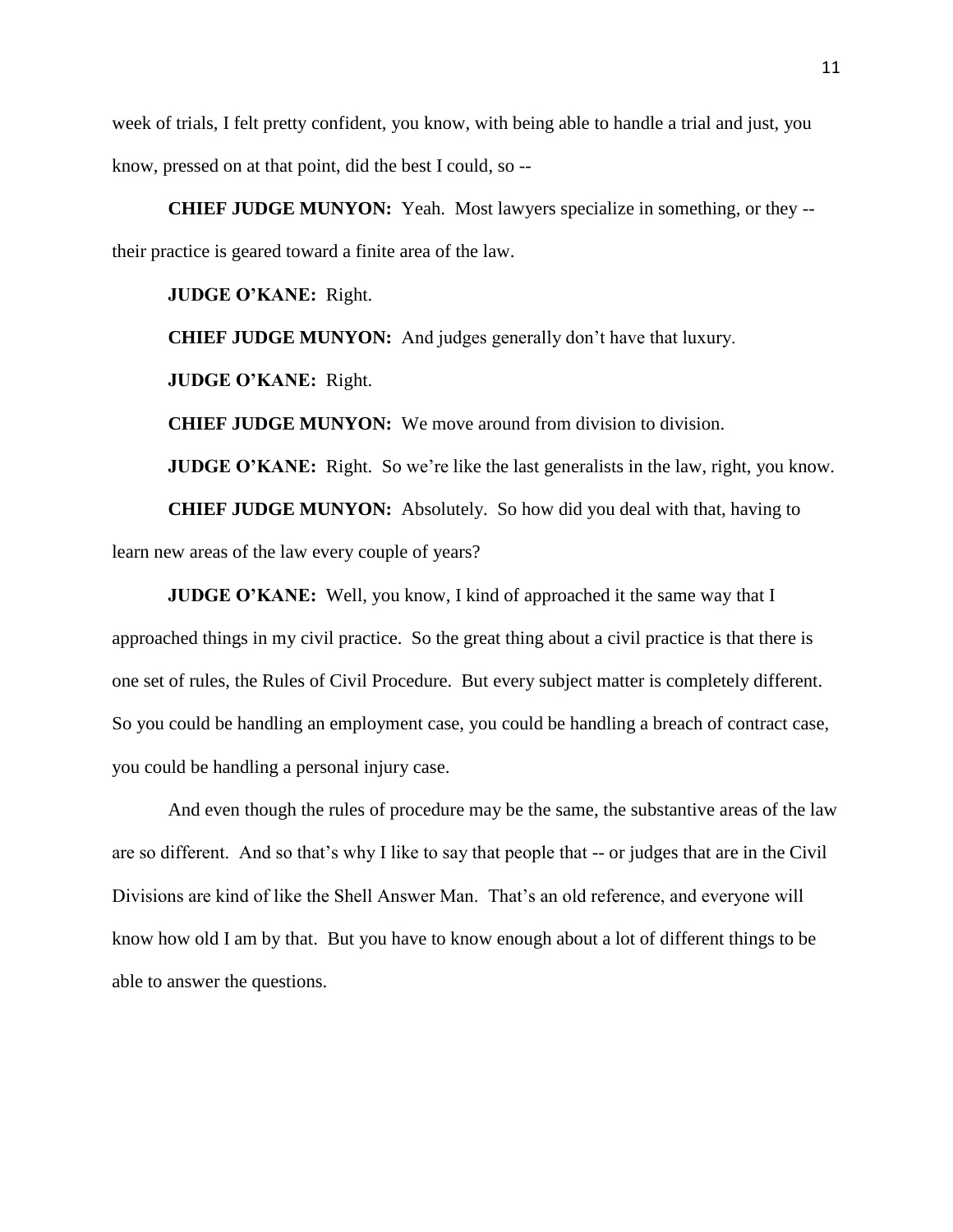week of trials, I felt pretty confident, you know, with being able to handle a trial and just, you know, pressed on at that point, did the best I could, so --

**CHIEF JUDGE MUNYON:** Yeah. Most lawyers specialize in something, or they -- their practice is geared toward a finite area of the law.

**JUDGE O'KANE:** Right.

**CHIEF JUDGE MUNYON:** And judges generally don't have that luxury.

**JUDGE O'KANE:** Right.

**CHIEF JUDGE MUNYON:** We move around from division to division.

**JUDGE O'KANE:** Right. So we're like the last generalists in the law, right, you know.

**CHIEF JUDGE MUNYON:** Absolutely. So how did you deal with that, having to learn new areas of the law every couple of years?

**JUDGE O'KANE:** Well, you know, I kind of approached it the same way that I approached things in my civil practice. So the great thing about a civil practice is that there is one set of rules, the Rules of Civil Procedure. But every subject matter is completely different. So you could be handling an employment case, you could be handling a breach of contract case, you could be handling a personal injury case.

And even though the rules of procedure may be the same, the substantive areas of the law are so different. And so that's why I like to say that people that -- or judges that are in the Civil Divisions are kind of like the Shell Answer Man. That's an old reference, and everyone will know how old I am by that. But you have to know enough about a lot of different things to be able to answer the questions.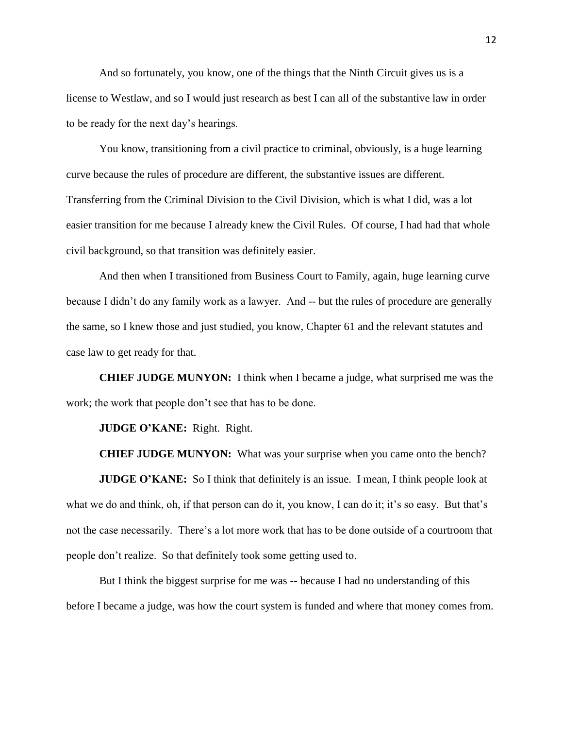And so fortunately, you know, one of the things that the Ninth Circuit gives us is a license to Westlaw, and so I would just research as best I can all of the substantive law in order to be ready for the next day's hearings.

You know, transitioning from a civil practice to criminal, obviously, is a huge learning curve because the rules of procedure are different, the substantive issues are different. Transferring from the Criminal Division to the Civil Division, which is what I did, was a lot easier transition for me because I already knew the Civil Rules. Of course, I had had that whole civil background, so that transition was definitely easier.

And then when I transitioned from Business Court to Family, again, huge learning curve because I didn't do any family work as a lawyer. And -- but the rules of procedure are generally the same, so I knew those and just studied, you know, Chapter 61 and the relevant statutes and case law to get ready for that.

**CHIEF JUDGE MUNYON:** I think when I became a judge, what surprised me was the work; the work that people don't see that has to be done.

**JUDGE O'KANE:** Right. Right.

**CHIEF JUDGE MUNYON:** What was your surprise when you came onto the bench?

**JUDGE O'KANE:** So I think that definitely is an issue. I mean, I think people look at what we do and think, oh, if that person can do it, you know, I can do it; it's so easy. But that's not the case necessarily. There's a lot more work that has to be done outside of a courtroom that people don't realize. So that definitely took some getting used to.

But I think the biggest surprise for me was -- because I had no understanding of this before I became a judge, was how the court system is funded and where that money comes from.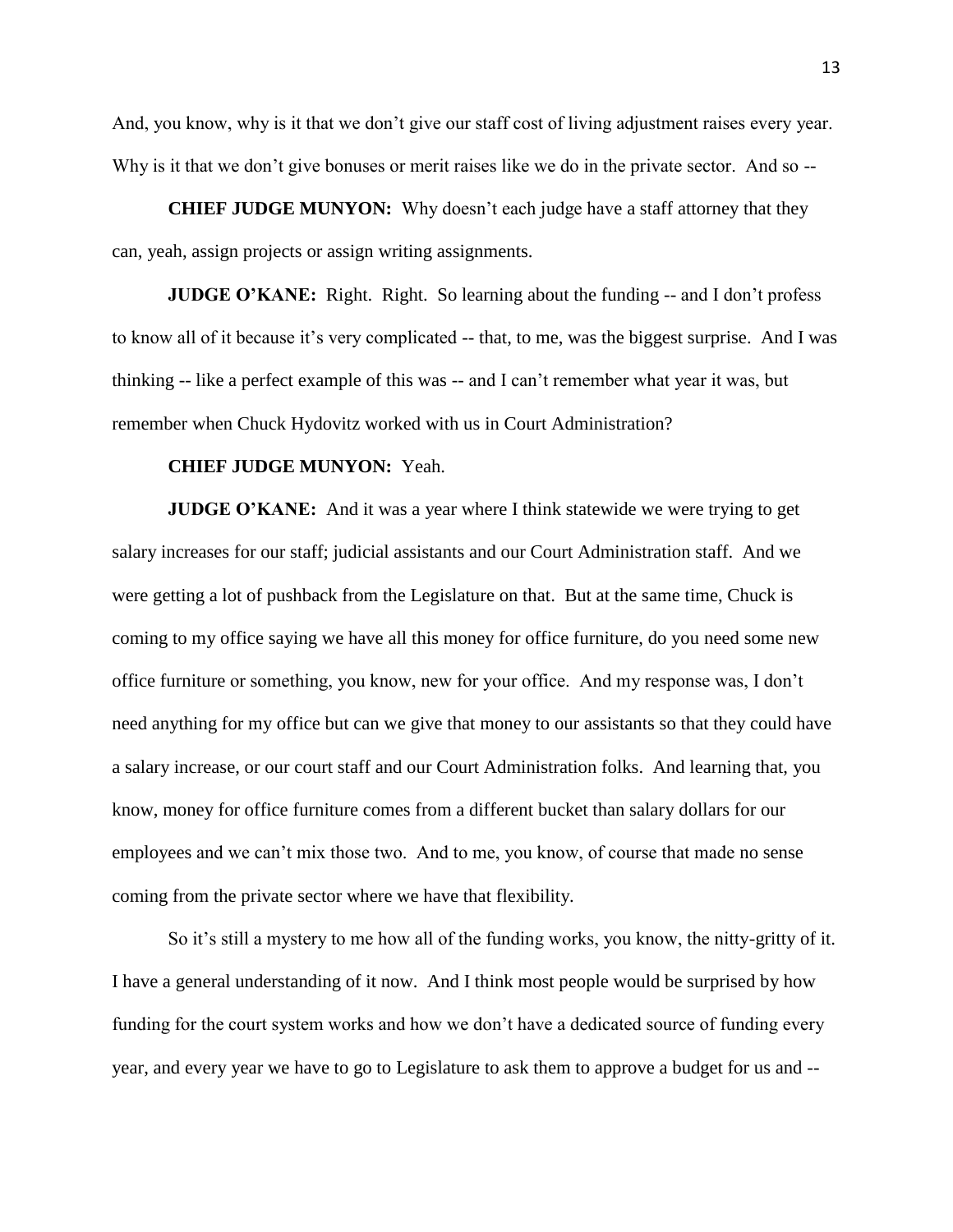And, you know, why is it that we don't give our staff cost of living adjustment raises every year. Why is it that we don't give bonuses or merit raises like we do in the private sector. And so --

**CHIEF JUDGE MUNYON:** Why doesn't each judge have a staff attorney that they can, yeah, assign projects or assign writing assignments.

**JUDGE O'KANE:** Right. Right. So learning about the funding -- and I don't profess to know all of it because it's very complicated -- that, to me, was the biggest surprise. And I was thinking -- like a perfect example of this was -- and I can't remember what year it was, but remember when Chuck Hydovitz worked with us in Court Administration?

**CHIEF JUDGE MUNYON:** Yeah.

**JUDGE O'KANE:** And it was a year where I think statewide we were trying to get salary increases for our staff; judicial assistants and our Court Administration staff. And we were getting a lot of pushback from the Legislature on that. But at the same time, Chuck is coming to my office saying we have all this money for office furniture, do you need some new office furniture or something, you know, new for your office. And my response was, I don't need anything for my office but can we give that money to our assistants so that they could have a salary increase, or our court staff and our Court Administration folks. And learning that, you know, money for office furniture comes from a different bucket than salary dollars for our employees and we can't mix those two. And to me, you know, of course that made no sense coming from the private sector where we have that flexibility.

So it's still a mystery to me how all of the funding works, you know, the nitty-gritty of it. I have a general understanding of it now. And I think most people would be surprised by how funding for the court system works and how we don't have a dedicated source of funding every year, and every year we have to go to Legislature to ask them to approve a budget for us and --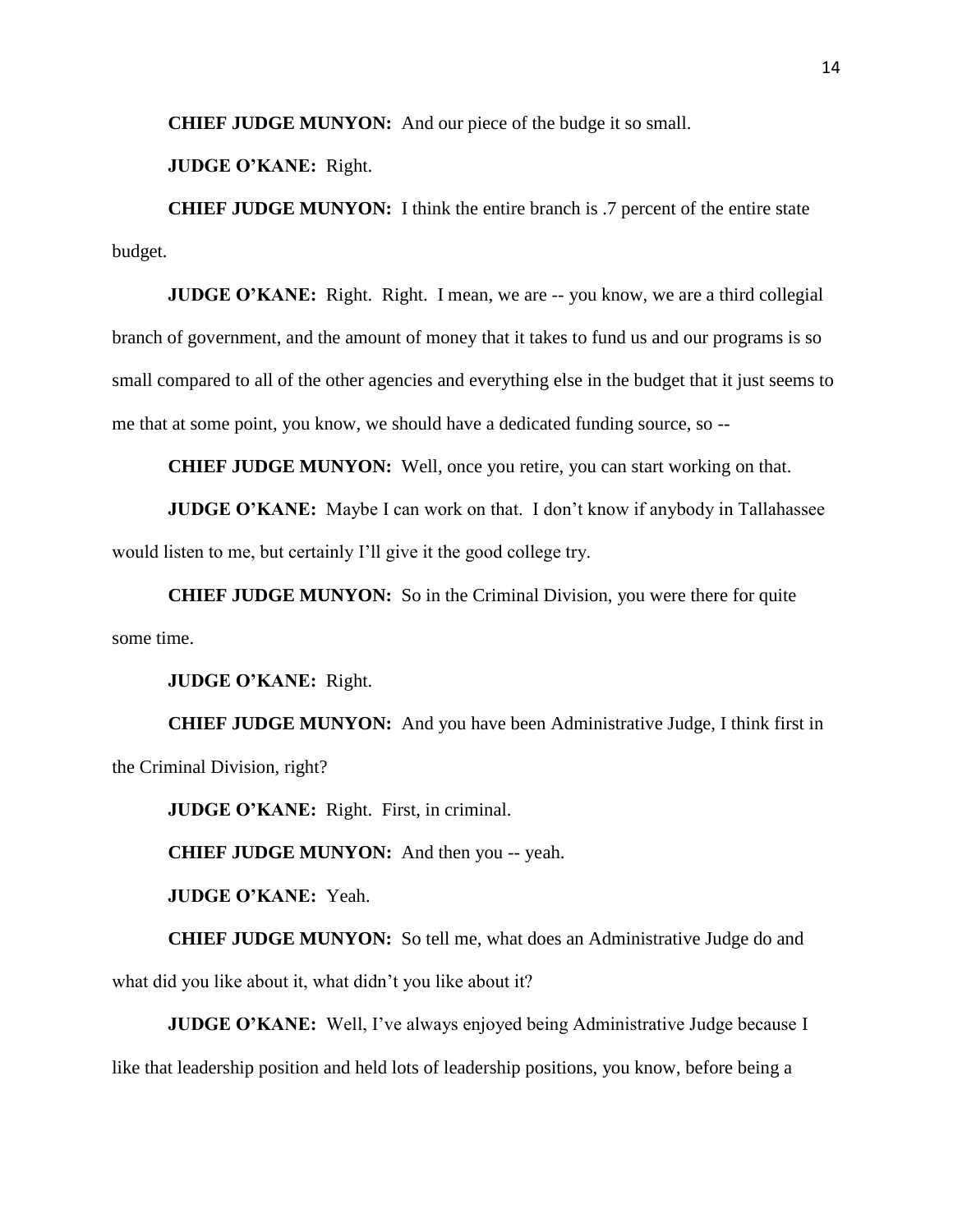**CHIEF JUDGE MUNYON:** And our piece of the budge it so small.

**JUDGE O'KANE:** Right.

**CHIEF JUDGE MUNYON:** I think the entire branch is .7 percent of the entire state budget.

**JUDGE O'KANE:** Right. Right. I mean, we are -- you know, we are a third collegial branch of government, and the amount of money that it takes to fund us and our programs is so small compared to all of the other agencies and everything else in the budget that it just seems to me that at some point, you know, we should have a dedicated funding source, so --

**CHIEF JUDGE MUNYON:** Well, once you retire, you can start working on that.

**JUDGE O'KANE:** Maybe I can work on that. I don't know if anybody in Tallahassee would listen to me, but certainly I'll give it the good college try.

**CHIEF JUDGE MUNYON:** So in the Criminal Division, you were there for quite some time.

**JUDGE O'KANE:** Right.

**CHIEF JUDGE MUNYON:** And you have been Administrative Judge, I think first in the Criminal Division, right?

**JUDGE O'KANE:** Right. First, in criminal.

**CHIEF JUDGE MUNYON:** And then you -- yeah.

**JUDGE O'KANE:** Yeah.

**CHIEF JUDGE MUNYON:** So tell me, what does an Administrative Judge do and what did you like about it, what didn't you like about it?

**JUDGE O'KANE:** Well, I've always enjoyed being Administrative Judge because I like that leadership position and held lots of leadership positions, you know, before being a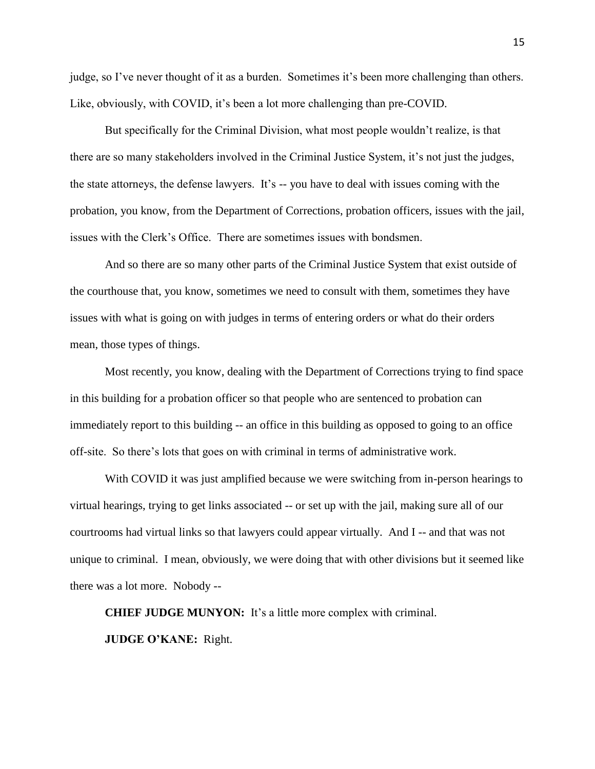judge, so I've never thought of it as a burden. Sometimes it's been more challenging than others. Like, obviously, with COVID, it's been a lot more challenging than pre-COVID.

But specifically for the Criminal Division, what most people wouldn't realize, is that there are so many stakeholders involved in the Criminal Justice System, it's not just the judges, the state attorneys, the defense lawyers. It's -- you have to deal with issues coming with the probation, you know, from the Department of Corrections, probation officers, issues with the jail, issues with the Clerk's Office. There are sometimes issues with bondsmen.

And so there are so many other parts of the Criminal Justice System that exist outside of the courthouse that, you know, sometimes we need to consult with them, sometimes they have issues with what is going on with judges in terms of entering orders or what do their orders mean, those types of things.

Most recently, you know, dealing with the Department of Corrections trying to find space in this building for a probation officer so that people who are sentenced to probation can immediately report to this building -- an office in this building as opposed to going to an office off-site. So there's lots that goes on with criminal in terms of administrative work.

With COVID it was just amplified because we were switching from in-person hearings to virtual hearings, trying to get links associated -- or set up with the jail, making sure all of our courtrooms had virtual links so that lawyers could appear virtually. And I -- and that was not unique to criminal. I mean, obviously, we were doing that with other divisions but it seemed like there was a lot more. Nobody --

**CHIEF JUDGE MUNYON:** It's a little more complex with criminal.

**JUDGE O'KANE:** Right.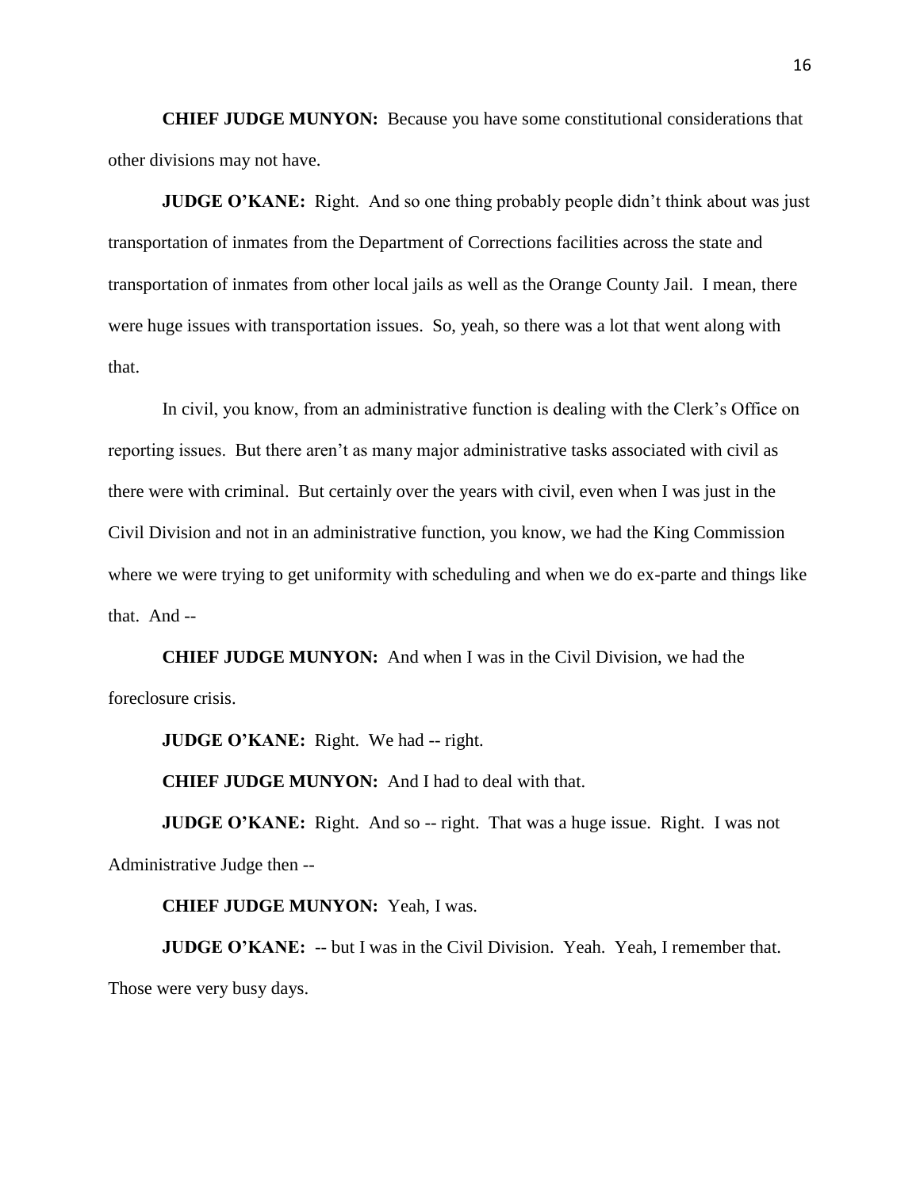**CHIEF JUDGE MUNYON:** Because you have some constitutional considerations that other divisions may not have.

**JUDGE O'KANE:** Right. And so one thing probably people didn't think about was just transportation of inmates from the Department of Corrections facilities across the state and transportation of inmates from other local jails as well as the Orange County Jail. I mean, there were huge issues with transportation issues. So, yeah, so there was a lot that went along with that.

In civil, you know, from an administrative function is dealing with the Clerk's Office on reporting issues. But there aren't as many major administrative tasks associated with civil as there were with criminal. But certainly over the years with civil, even when I was just in the Civil Division and not in an administrative function, you know, we had the King Commission where we were trying to get uniformity with scheduling and when we do ex-parte and things like that. And --

**CHIEF JUDGE MUNYON:** And when I was in the Civil Division, we had the foreclosure crisis.

**JUDGE O'KANE:** Right. We had -- right.

**CHIEF JUDGE MUNYON:** And I had to deal with that.

**JUDGE O'KANE:** Right. And so -- right. That was a huge issue. Right. I was not Administrative Judge then --

**CHIEF JUDGE MUNYON:** Yeah, I was.

**JUDGE O'KANE:** -- but I was in the Civil Division. Yeah. Yeah, I remember that. Those were very busy days.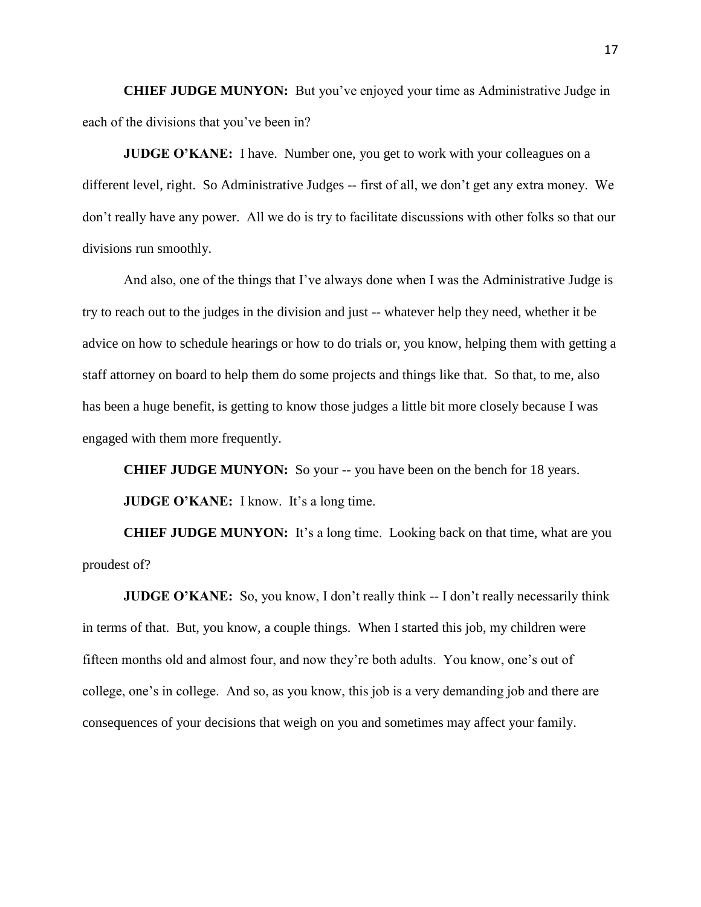**CHIEF JUDGE MUNYON:** But you've enjoyed your time as Administrative Judge in each of the divisions that you've been in?

**JUDGE O'KANE:** I have. Number one, you get to work with your colleagues on a different level, right. So Administrative Judges -- first of all, we don't get any extra money. We don't really have any power. All we do is try to facilitate discussions with other folks so that our divisions run smoothly.

And also, one of the things that I've always done when I was the Administrative Judge is try to reach out to the judges in the division and just -- whatever help they need, whether it be advice on how to schedule hearings or how to do trials or, you know, helping them with getting a staff attorney on board to help them do some projects and things like that. So that, to me, also has been a huge benefit, is getting to know those judges a little bit more closely because I was engaged with them more frequently.

**CHIEF JUDGE MUNYON:** So your -- you have been on the bench for 18 years.

**JUDGE O'KANE:** I know. It's a long time.

**CHIEF JUDGE MUNYON:** It's a long time. Looking back on that time, what are you proudest of?

**JUDGE O'KANE:** So, you know, I don't really think -- I don't really necessarily think in terms of that. But, you know, a couple things. When I started this job, my children were fifteen months old and almost four, and now they're both adults. You know, one's out of college, one's in college. And so, as you know, this job is a very demanding job and there are consequences of your decisions that weigh on you and sometimes may affect your family.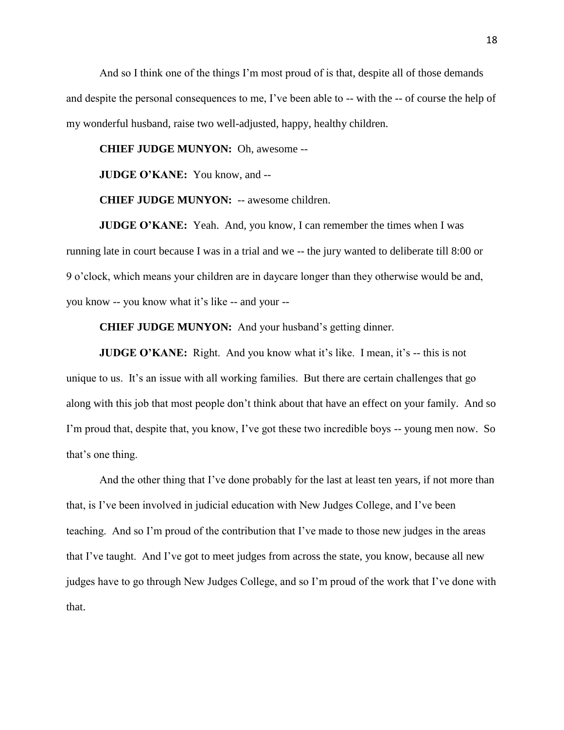And so I think one of the things I'm most proud of is that, despite all of those demands and despite the personal consequences to me, I've been able to -- with the -- of course the help of my wonderful husband, raise two well-adjusted, happy, healthy children.

**CHIEF JUDGE MUNYON:** Oh, awesome --

**JUDGE O'KANE:** You know, and --

**CHIEF JUDGE MUNYON:** -- awesome children.

**JUDGE O'KANE:** Yeah. And, you know, I can remember the times when I was running late in court because I was in a trial and we -- the jury wanted to deliberate till 8:00 or 9 o'clock, which means your children are in daycare longer than they otherwise would be and, you know -- you know what it's like -- and your --

**CHIEF JUDGE MUNYON:** And your husband's getting dinner.

**JUDGE O'KANE:** Right. And you know what it's like. I mean, it's -- this is not unique to us. It's an issue with all working families. But there are certain challenges that go along with this job that most people don't think about that have an effect on your family. And so I'm proud that, despite that, you know, I've got these two incredible boys -- young men now. So that's one thing.

And the other thing that I've done probably for the last at least ten years, if not more than that, is I've been involved in judicial education with New Judges College, and I've been teaching. And so I'm proud of the contribution that I've made to those new judges in the areas that I've taught. And I've got to meet judges from across the state, you know, because all new judges have to go through New Judges College, and so I'm proud of the work that I've done with that.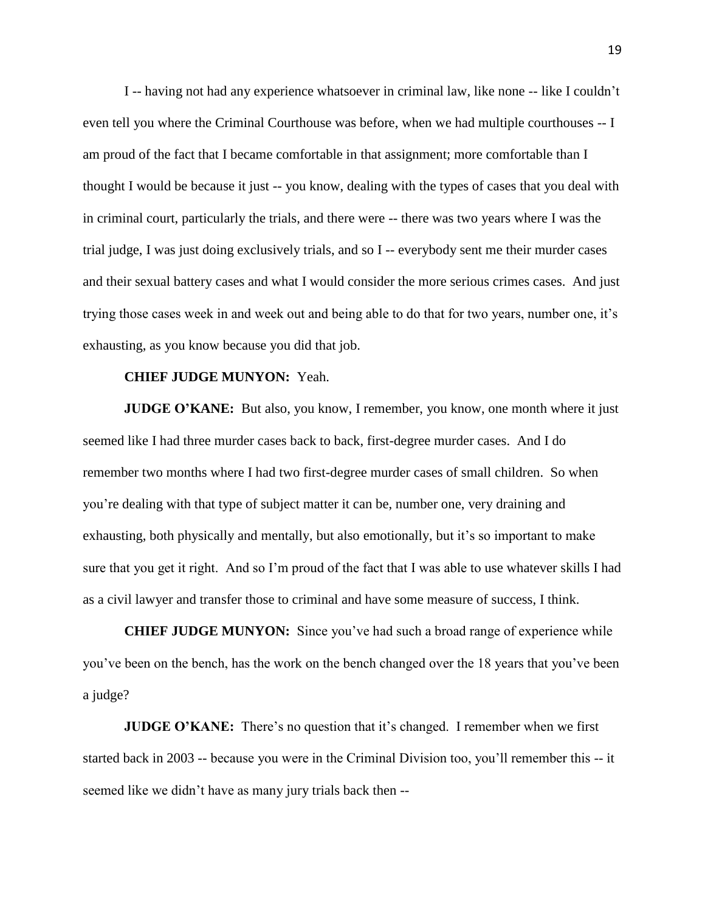I -- having not had any experience whatsoever in criminal law, like none -- like I couldn't even tell you where the Criminal Courthouse was before, when we had multiple courthouses -- I am proud of the fact that I became comfortable in that assignment; more comfortable than I thought I would be because it just -- you know, dealing with the types of cases that you deal with in criminal court, particularly the trials, and there were -- there was two years where I was the trial judge, I was just doing exclusively trials, and so I -- everybody sent me their murder cases and their sexual battery cases and what I would consider the more serious crimes cases. And just trying those cases week in and week out and being able to do that for two years, number one, it's exhausting, as you know because you did that job.

**CHIEF JUDGE MUNYON:** Yeah.

**JUDGE O'KANE:** But also, you know, I remember, you know, one month where it just seemed like I had three murder cases back to back, first-degree murder cases. And I do remember two months where I had two first-degree murder cases of small children. So when you're dealing with that type of subject matter it can be, number one, very draining and exhausting, both physically and mentally, but also emotionally, but it's so important to make sure that you get it right. And so I'm proud of the fact that I was able to use whatever skills I had as a civil lawyer and transfer those to criminal and have some measure of success, I think.

**CHIEF JUDGE MUNYON:** Since you've had such a broad range of experience while you've been on the bench, has the work on the bench changed over the 18 years that you've been a judge?

**JUDGE O'KANE:** There's no question that it's changed. I remember when we first started back in 2003 -- because you were in the Criminal Division too, you'll remember this -- it seemed like we didn't have as many jury trials back then --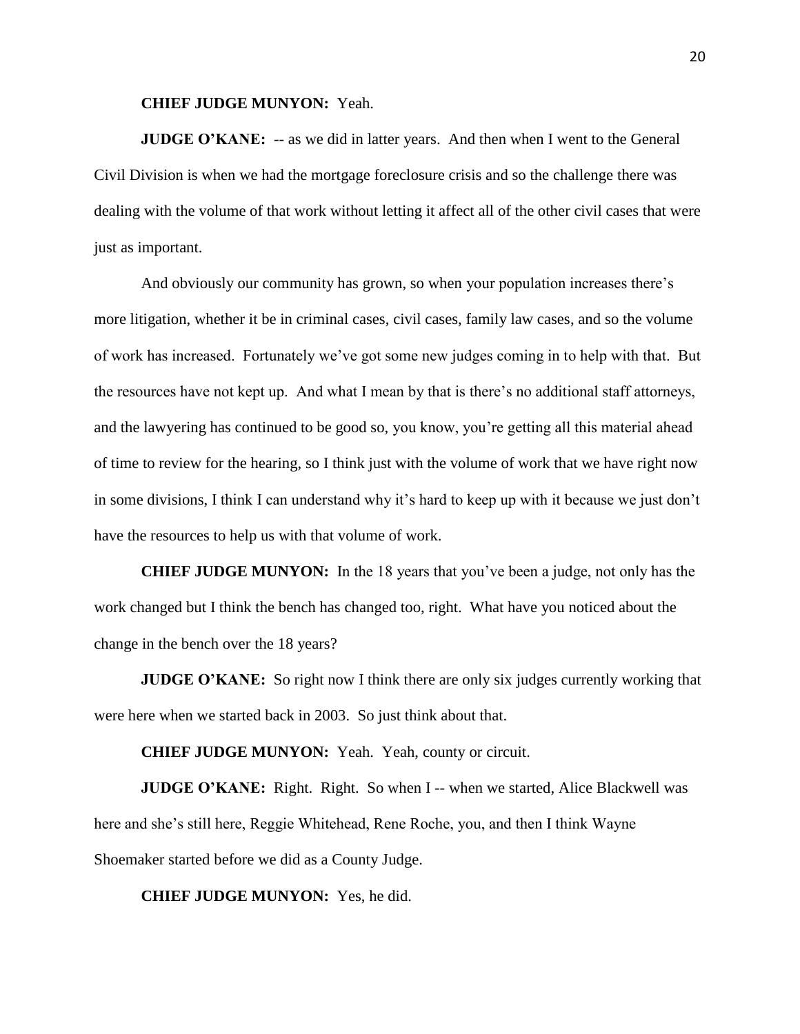**CHIEF JUDGE MUNYON:** Yeah.

**JUDGE O'KANE:** -- as we did in latter years. And then when I went to the General Civil Division is when we had the mortgage foreclosure crisis and so the challenge there was dealing with the volume of that work without letting it affect all of the other civil cases that were just as important.

And obviously our community has grown, so when your population increases there's more litigation, whether it be in criminal cases, civil cases, family law cases, and so the volume of work has increased. Fortunately we've got some new judges coming in to help with that. But the resources have not kept up. And what I mean by that is there's no additional staff attorneys, and the lawyering has continued to be good so, you know, you're getting all this material ahead of time to review for the hearing, so I think just with the volume of work that we have right now in some divisions, I think I can understand why it's hard to keep up with it because we just don't have the resources to help us with that volume of work.

**CHIEF JUDGE MUNYON:** In the 18 years that you've been a judge, not only has the work changed but I think the bench has changed too, right. What have you noticed about the change in the bench over the 18 years?

**JUDGE O'KANE:** So right now I think there are only six judges currently working that were here when we started back in 2003. So just think about that.

**CHIEF JUDGE MUNYON:** Yeah. Yeah, county or circuit.

**JUDGE O'KANE:** Right. Right. So when I -- when we started, Alice Blackwell was here and she's still here, Reggie Whitehead, Rene Roche, you, and then I think Wayne Shoemaker started before we did as a County Judge.

**CHIEF JUDGE MUNYON:** Yes, he did.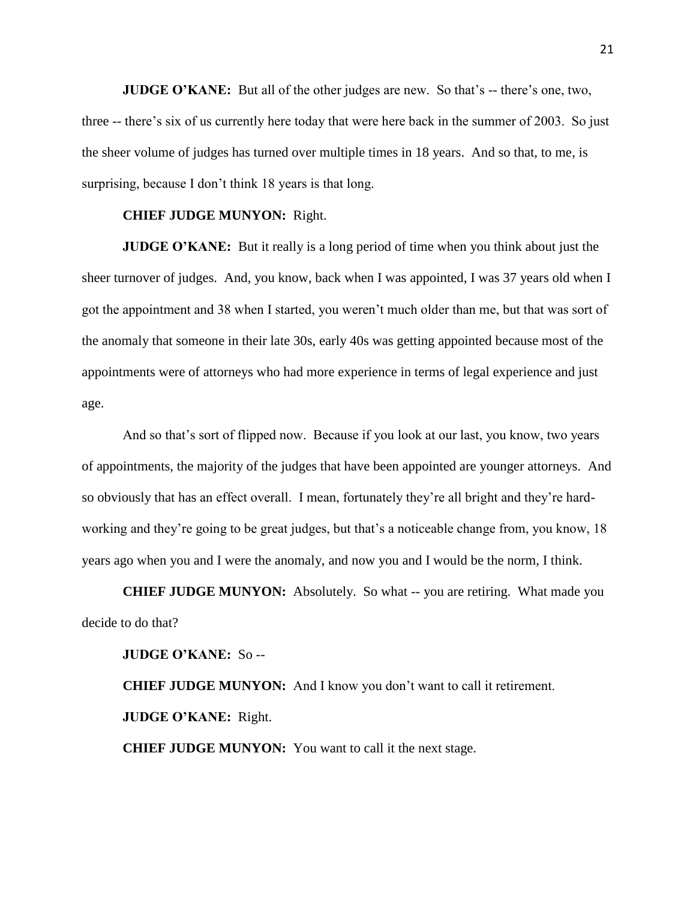**JUDGE O'KANE:** But all of the other judges are new. So that's -- there's one, two, three -- there's six of us currently here today that were here back in the summer of 2003. So just the sheer volume of judges has turned over multiple times in 18 years. And so that, to me, is surprising, because I don't think 18 years is that long.

**CHIEF JUDGE MUNYON:** Right.

**JUDGE O'KANE:** But it really is a long period of time when you think about just the sheer turnover of judges. And, you know, back when I was appointed, I was 37 years old when I got the appointment and 38 when I started, you weren't much older than me, but that was sort of the anomaly that someone in their late 30s, early 40s was getting appointed because most of the appointments were of attorneys who had more experience in terms of legal experience and just age.

And so that's sort of flipped now. Because if you look at our last, you know, two years of appointments, the majority of the judges that have been appointed are younger attorneys. And so obviously that has an effect overall. I mean, fortunately they're all bright and they're hard-working and they're going to be great judges, but that's a noticeable change from, you know, 18 years ago when you and I were the anomaly, and now you and I would be the norm, I think.

**CHIEF JUDGE MUNYON:** Absolutely. So what -- you are retiring. What made you decide to do that?

**JUDGE O'KANE:** So --

**CHIEF JUDGE MUNYON:** And I know you don't want to call it retirement.

**JUDGE O'KANE:** Right.

**CHIEF JUDGE MUNYON:** You want to call it the next stage.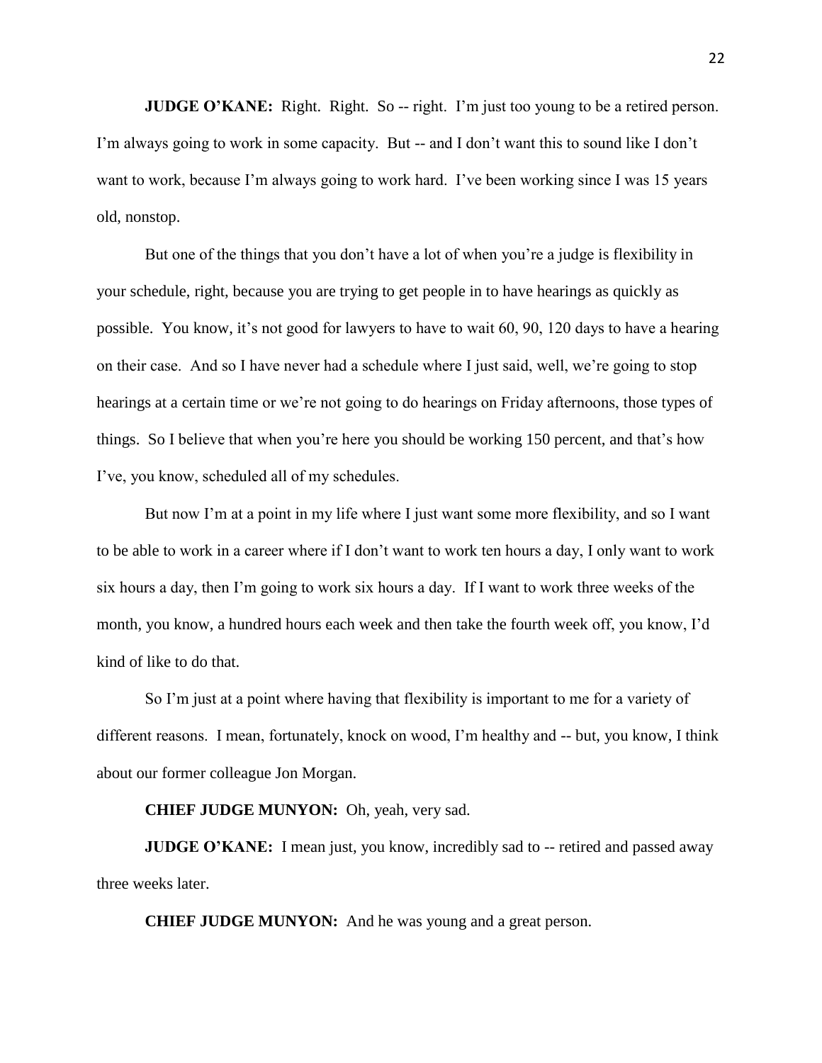**JUDGE O'KANE:** Right. Right. So -- right. I'm just too young to be a retired person. I'm always going to work in some capacity. But -- and I don't want this to sound like I don't want to work, because I'm always going to work hard. I've been working since I was 15 years old, nonstop.

But one of the things that you don't have a lot of when you're a judge is flexibility in your schedule, right, because you are trying to get people in to have hearings as quickly as possible. You know, it's not good for lawyers to have to wait 60, 90, 120 days to have a hearing on their case. And so I have never had a schedule where I just said, well, we're going to stop hearings at a certain time or we're not going to do hearings on Friday afternoons, those types of things. So I believe that when you're here you should be working 150 percent, and that's how I've, you know, scheduled all of my schedules.

But now I'm at a point in my life where I just want some more flexibility, and so I want to be able to work in a career where if I don't want to work ten hours a day, I only want to work six hours a day, then I'm going to work six hours a day. If I want to work three weeks of the month, you know, a hundred hours each week and then take the fourth week off, you know, I'd kind of like to do that.

So I'm just at a point where having that flexibility is important to me for a variety of different reasons. I mean, fortunately, knock on wood, I'm healthy and -- but, you know, I think about our former colleague Jon Morgan.

**CHIEF JUDGE MUNYON:** Oh, yeah, very sad.

**JUDGE O'KANE:** I mean just, you know, incredibly sad to -- retired and passed away three weeks later.

**CHIEF JUDGE MUNYON:** And he was young and a great person.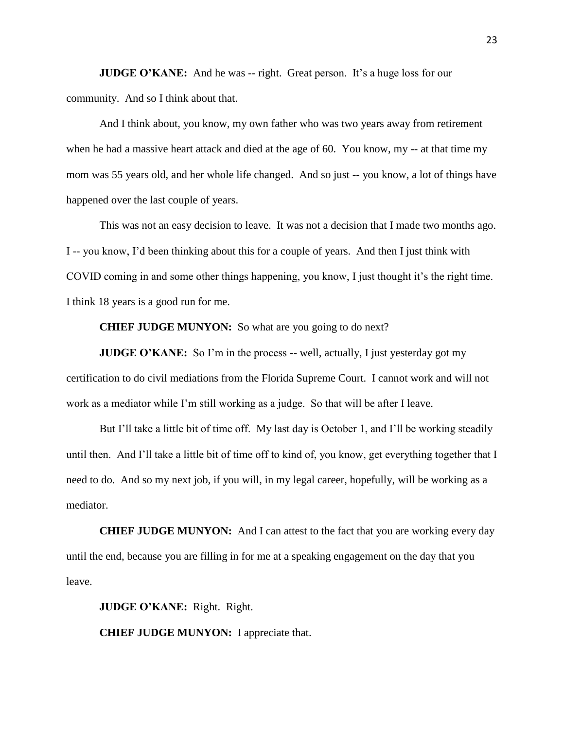**JUDGE O'KANE:** And he was -- right. Great person. It's a huge loss for our community. And so I think about that.

And I think about, you know, my own father who was two years away from retirement when he had a massive heart attack and died at the age of 60. You know, my -- at that time my mom was 55 years old, and her whole life changed. And so just -- you know, a lot of things have happened over the last couple of years.

This was not an easy decision to leave. It was not a decision that I made two months ago. I -- you know, I'd been thinking about this for a couple of years. And then I just think with COVID coming in and some other things happening, you know, I just thought it's the right time. I think 18 years is a good run for me.

**CHIEF JUDGE MUNYON:** So what are you going to do next?

**JUDGE O'KANE:** So I'm in the process -- well, actually, I just yesterday got my certification to do civil mediations from the Florida Supreme Court. I cannot work and will not work as a mediator while I'm still working as a judge. So that will be after I leave.

But I'll take a little bit of time off. My last day is October 1, and I'll be working steadily until then. And I'll take a little bit of time off to kind of, you know, get everything together that I need to do. And so my next job, if you will, in my legal career, hopefully, will be working as a mediator.

**CHIEF JUDGE MUNYON:** And I can attest to the fact that you are working every day until the end, because you are filling in for me at a speaking engagement on the day that you leave.

**JUDGE O'KANE:** Right. Right.

**CHIEF JUDGE MUNYON:** I appreciate that.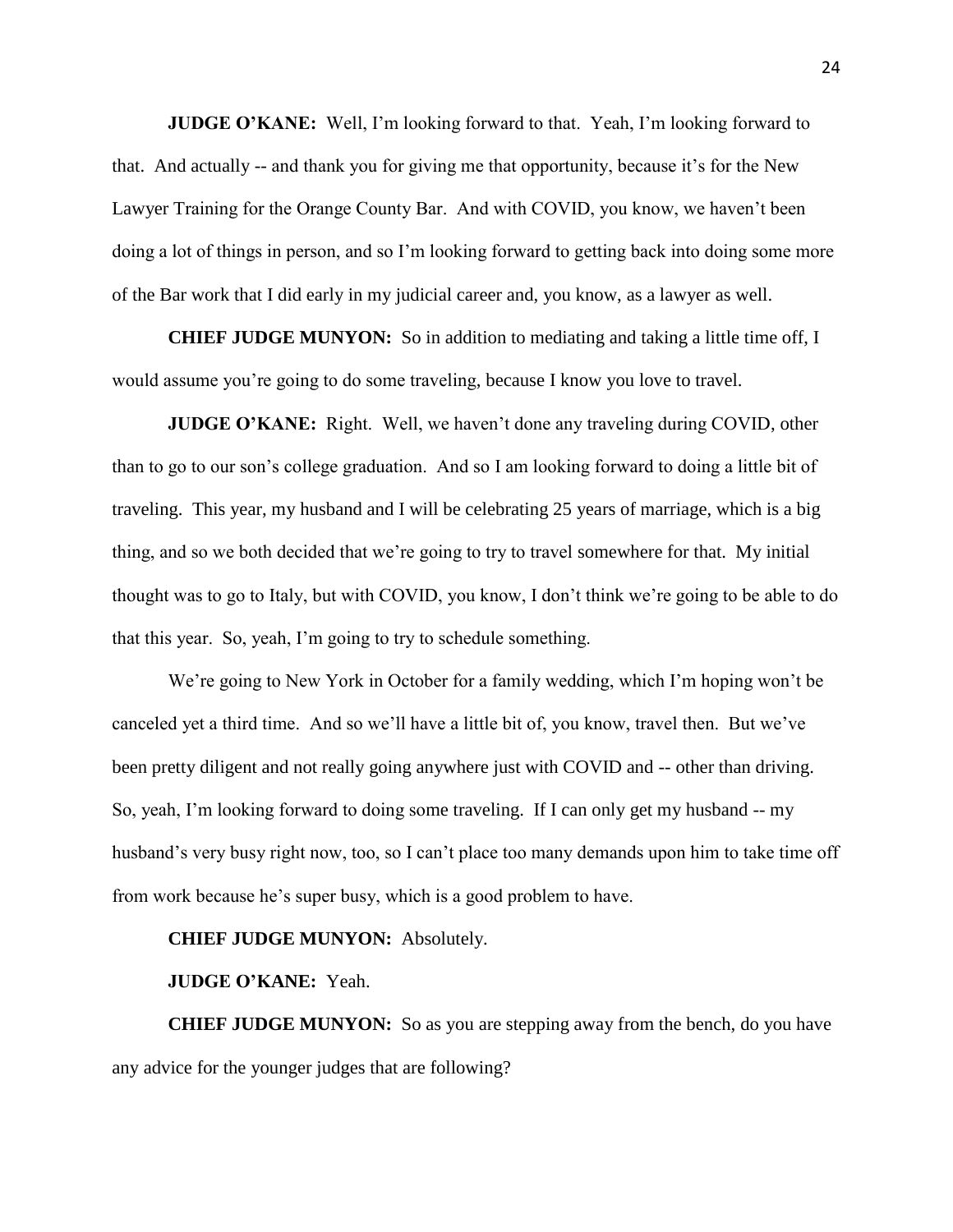**JUDGE O'KANE:** Well, I'm looking forward to that. Yeah, I'm looking forward to that. And actually -- and thank you for giving me that opportunity, because it's for the New Lawyer Training for the Orange County Bar. And with COVID, you know, we haven't been doing a lot of things in person, and so I'm looking forward to getting back into doing some more of the Bar work that I did early in my judicial career and, you know, as a lawyer as well.

**CHIEF JUDGE MUNYON:** So in addition to mediating and taking a little time off, I would assume you're going to do some traveling, because I know you love to travel.

**JUDGE O'KANE:** Right. Well, we haven't done any traveling during COVID, other than to go to our son's college graduation. And so I am looking forward to doing a little bit of traveling. This year, my husband and I will be celebrating 25 years of marriage, which is a big thing, and so we both decided that we're going to try to travel somewhere for that. My initial thought was to go to Italy, but with COVID, you know, I don't think we're going to be able to do that this year. So, yeah, I'm going to try to schedule something.

We're going to New York in October for a family wedding, which I'm hoping won't be canceled yet a third time. And so we'll have a little bit of, you know, travel then. But we've been pretty diligent and not really going anywhere just with COVID and -- other than driving. So, yeah, I'm looking forward to doing some traveling. If I can only get my husband -- my husband's very busy right now, too, so I can't place too many demands upon him to take time off from work because he's super busy, which is a good problem to have.

**CHIEF JUDGE MUNYON:** Absolutely.

**JUDGE O'KANE:** Yeah.

**CHIEF JUDGE MUNYON:** So as you are stepping away from the bench, do you have any advice for the younger judges that are following?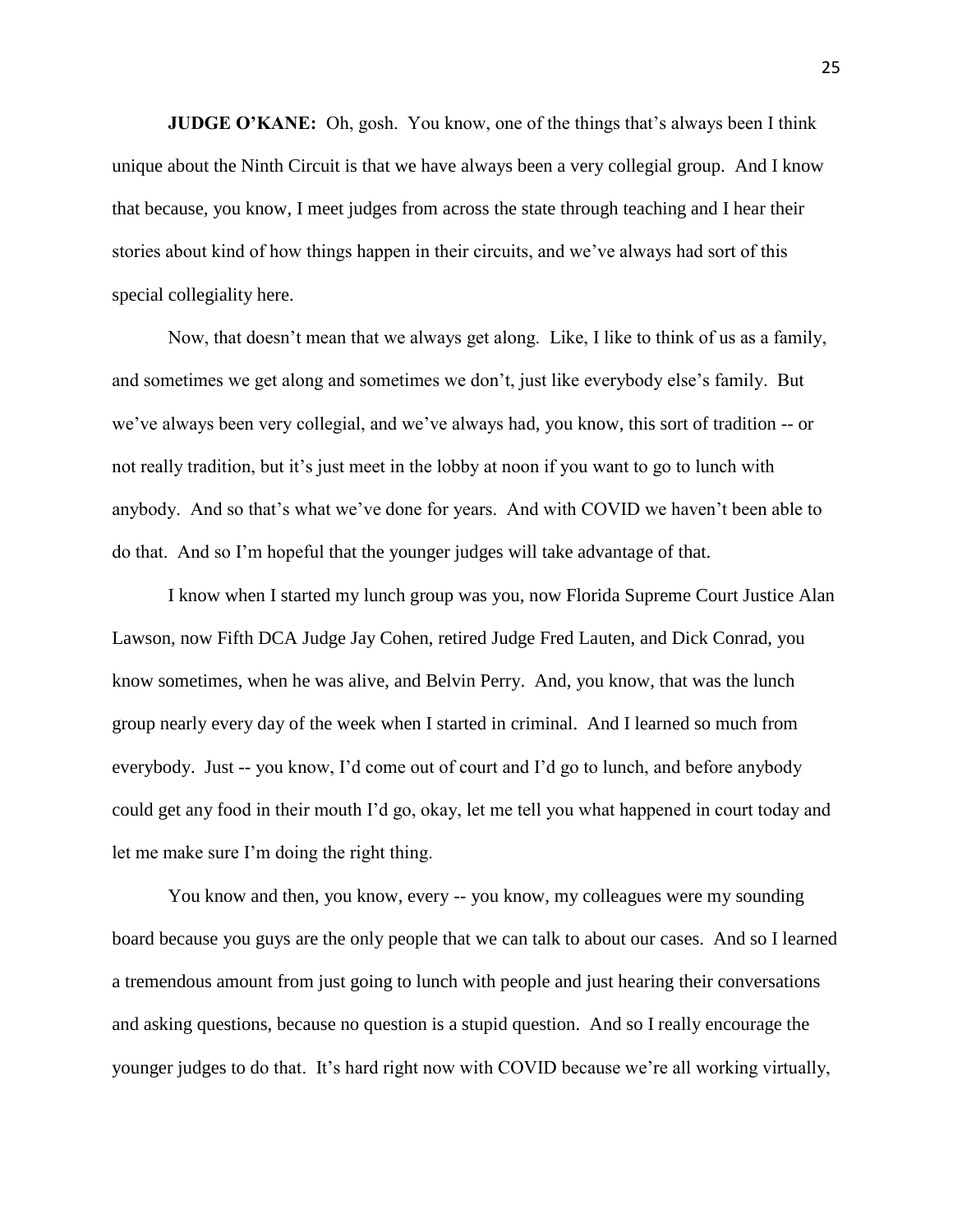**JUDGE O'KANE:** Oh, gosh. You know, one of the things that's always been I think unique about the Ninth Circuit is that we have always been a very collegial group. And I know that because, you know, I meet judges from across the state through teaching and I hear their stories about kind of how things happen in their circuits, and we've always had sort of this special collegiality here.

Now, that doesn't mean that we always get along. Like, I like to think of us as a family, and sometimes we get along and sometimes we don't, just like everybody else's family. But we've always been very collegial, and we've always had, you know, this sort of tradition -- or not really tradition, but it's just meet in the lobby at noon if you want to go to lunch with anybody. And so that's what we've done for years. And with COVID we haven't been able to do that. And so I'm hopeful that the younger judges will take advantage of that.

I know when I started my lunch group was you, now Florida Supreme Court Justice Alan Lawson, now Fifth DCA Judge Jay Cohen, retired Judge Fred Lauten, and Dick Conrad, you know sometimes, when he was alive, and Belvin Perry. And, you know, that was the lunch group nearly every day of the week when I started in criminal. And I learned so much from everybody. Just -- you know, I'd come out of court and I'd go to lunch, and before anybody could get any food in their mouth I'd go, okay, let me tell you what happened in court today and let me make sure I'm doing the right thing.

You know and then, you know, every -- you know, my colleagues were my sounding board because you guys are the only people that we can talk to about our cases. And so I learned a tremendous amount from just going to lunch with people and just hearing their conversations and asking questions, because no question is a stupid question. And so I really encourage the younger judges to do that. It's hard right now with COVID because we're all working virtually,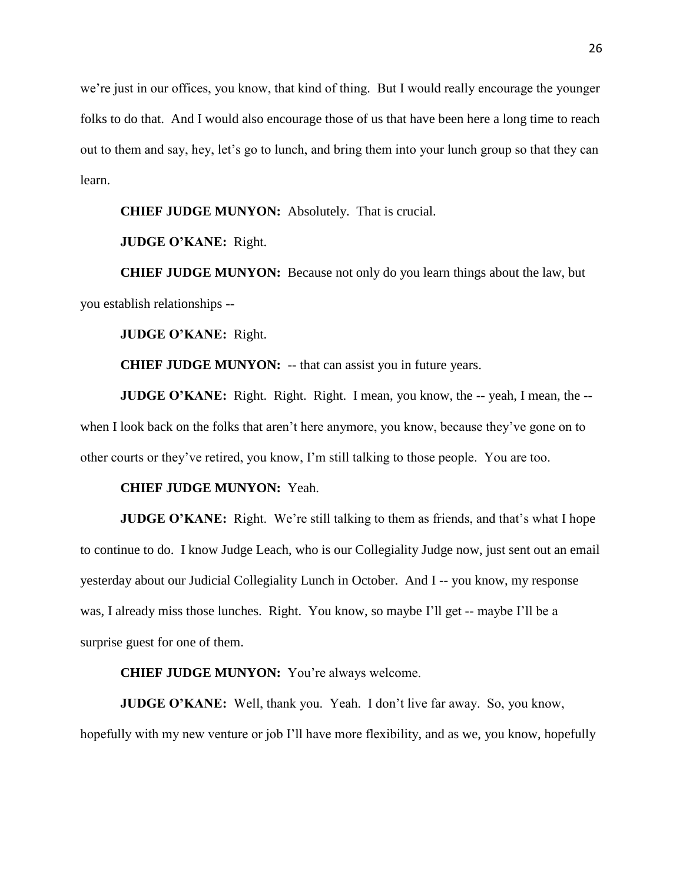we're just in our offices, you know, that kind of thing. But I would really encourage the younger folks to do that. And I would also encourage those of us that have been here a long time to reach out to them and say, hey, let's go to lunch, and bring them into your lunch group so that they can learn.

**CHIEF JUDGE MUNYON:** Absolutely. That is crucial.

**JUDGE O'KANE:** Right.

**CHIEF JUDGE MUNYON:** Because not only do you learn things about the law, but you establish relationships --

**JUDGE O'KANE:** Right.

**CHIEF JUDGE MUNYON:** -- that can assist you in future years.

**JUDGE O'KANE:** Right. Right. Right. I mean, you know, the -- yeah, I mean, the -- when I look back on the folks that aren't here anymore, you know, because they've gone on to other courts or they've retired, you know, I'm still talking to those people. You are too.

**CHIEF JUDGE MUNYON:** Yeah.

**JUDGE O'KANE:** Right. We're still talking to them as friends, and that's what I hope to continue to do. I know Judge Leach, who is our Collegiality Judge now, just sent out an email yesterday about our Judicial Collegiality Lunch in October. And I -- you know, my response was, I already miss those lunches. Right. You know, so maybe I'll get -- maybe I'll be a surprise guest for one of them.

**CHIEF JUDGE MUNYON:** You're always welcome.

**JUDGE O'KANE:** Well, thank you. Yeah. I don't live far away. So, you know, hopefully with my new venture or job I'll have more flexibility, and as we, you know, hopefully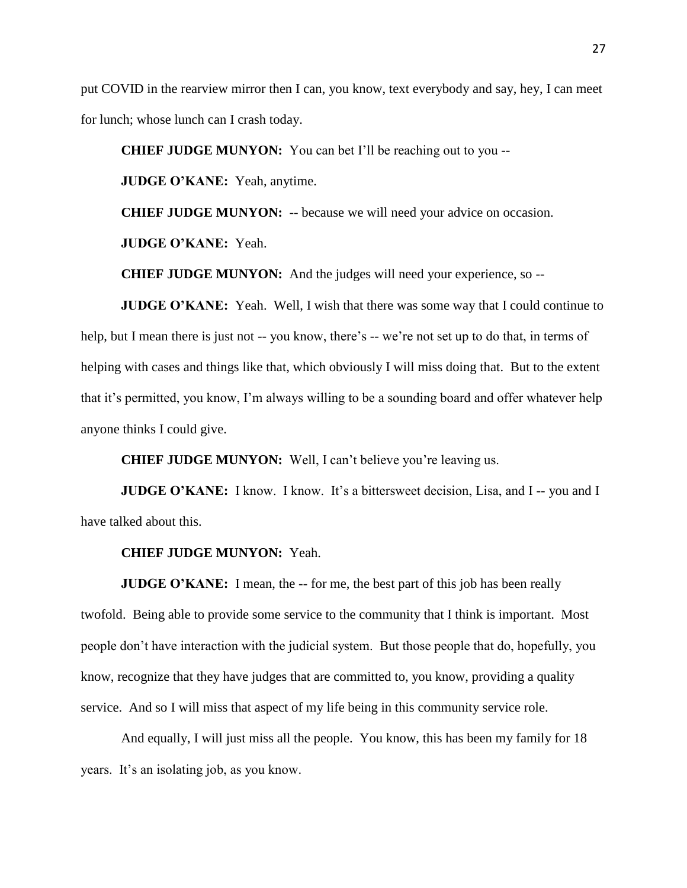put COVID in the rearview mirror then I can, you know, text everybody and say, hey, I can meet for lunch; whose lunch can I crash today.

**CHIEF JUDGE MUNYON:** You can bet I'll be reaching out to you --

**JUDGE O'KANE:** Yeah, anytime.

**CHIEF JUDGE MUNYON:** -- because we will need your advice on occasion.

**JUDGE O'KANE:** Yeah.

**CHIEF JUDGE MUNYON:** And the judges will need your experience, so --

**JUDGE O'KANE:** Yeah. Well, I wish that there was some way that I could continue to help, but I mean there is just not -- you know, there's -- we're not set up to do that, in terms of helping with cases and things like that, which obviously I will miss doing that. But to the extent that it's permitted, you know, I'm always willing to be a sounding board and offer whatever help anyone thinks I could give.

**CHIEF JUDGE MUNYON:** Well, I can't believe you're leaving us.

**JUDGE O'KANE:** I know. I know. It's a bittersweet decision, Lisa, and I -- you and I have talked about this.

**CHIEF JUDGE MUNYON:** Yeah.

**JUDGE O'KANE:** I mean, the -- for me, the best part of this job has been really twofold. Being able to provide some service to the community that I think is important. Most people don't have interaction with the judicial system. But those people that do, hopefully, you know, recognize that they have judges that are committed to, you know, providing a quality service. And so I will miss that aspect of my life being in this community service role.

And equally, I will just miss all the people. You know, this has been my family for 18 years. It's an isolating job, as you know.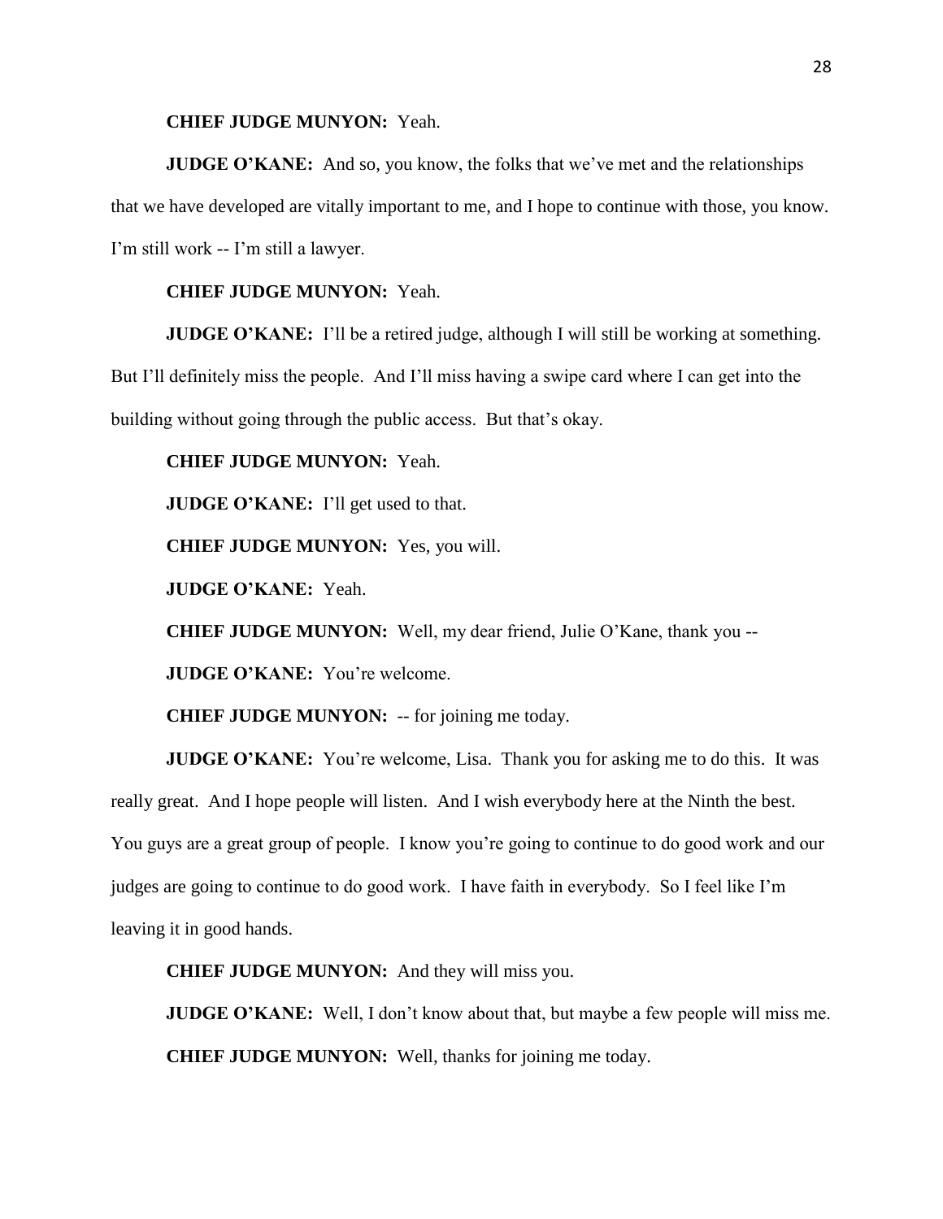**CHIEF JUDGE MUNYON:** Yeah.

**JUDGE O'KANE:** And so, you know, the folks that we've met and the relationships that we have developed are vitally important to me, and I hope to continue with those, you know. I'm still work -- I'm still a lawyer.

**CHIEF JUDGE MUNYON:** Yeah.

**JUDGE O'KANE:** I'll be a retired judge, although I will still be working at something. But I'll definitely miss the people. And I'll miss having a swipe card where I can get into the building without going through the public access. But that's okay.

**CHIEF JUDGE MUNYON:** Yeah.

**JUDGE O'KANE:** I'll get used to that.

**CHIEF JUDGE MUNYON:** Yes, you will.

**JUDGE O'KANE:** Yeah.

**CHIEF JUDGE MUNYON:** Well, my dear friend, Julie O'Kane, thank you --

**JUDGE O'KANE:** You're welcome.

**CHIEF JUDGE MUNYON:** -- for joining me today.

**JUDGE O'KANE:** You're welcome, Lisa. Thank you for asking me to do this. It was really great. And I hope people will listen. And I wish everybody here at the Ninth the best. You guys are a great group of people. I know you're going to continue to do good work and our judges are going to continue to do good work. I have faith in everybody. So I feel like I'm leaving it in good hands.

**CHIEF JUDGE MUNYON:** And they will miss you.

**JUDGE O'KANE:** Well, I don't know about that, but maybe a few people will miss me.

**CHIEF JUDGE MUNYON:** Well, thanks for joining me today.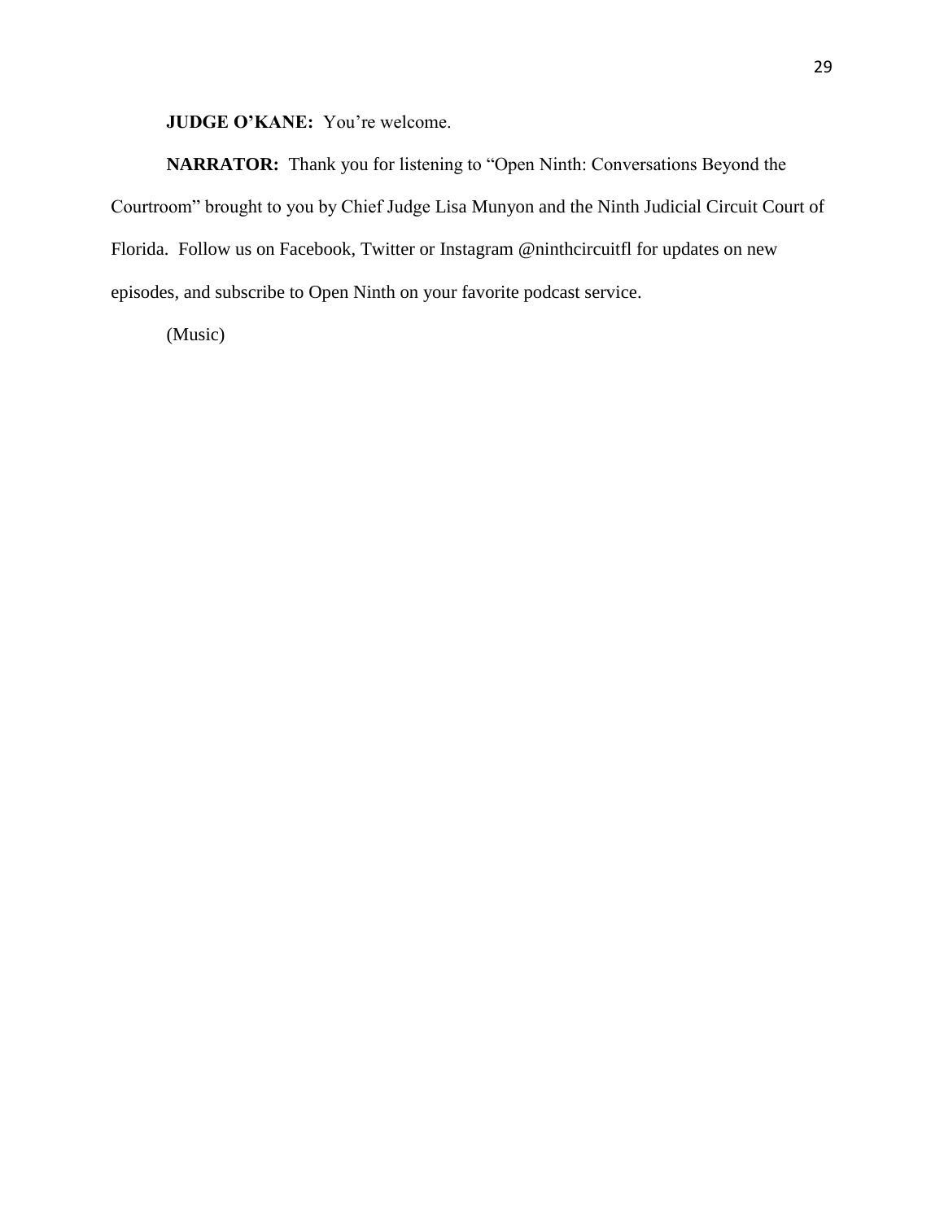**JUDGE O’KANE:** You’re welcome.

**NARRATOR:** Thank you for listening to “Open Ninth: Conversations Beyond the Courtroom” brought to you by Chief Judge Lisa Munyon and the Ninth Judicial Circuit Court of Florida. Follow us on Facebook, Twitter or Instagram @ninthcircuitfl for updates on new episodes, and subscribe to Open Ninth on your favorite podcast service.

(Music)